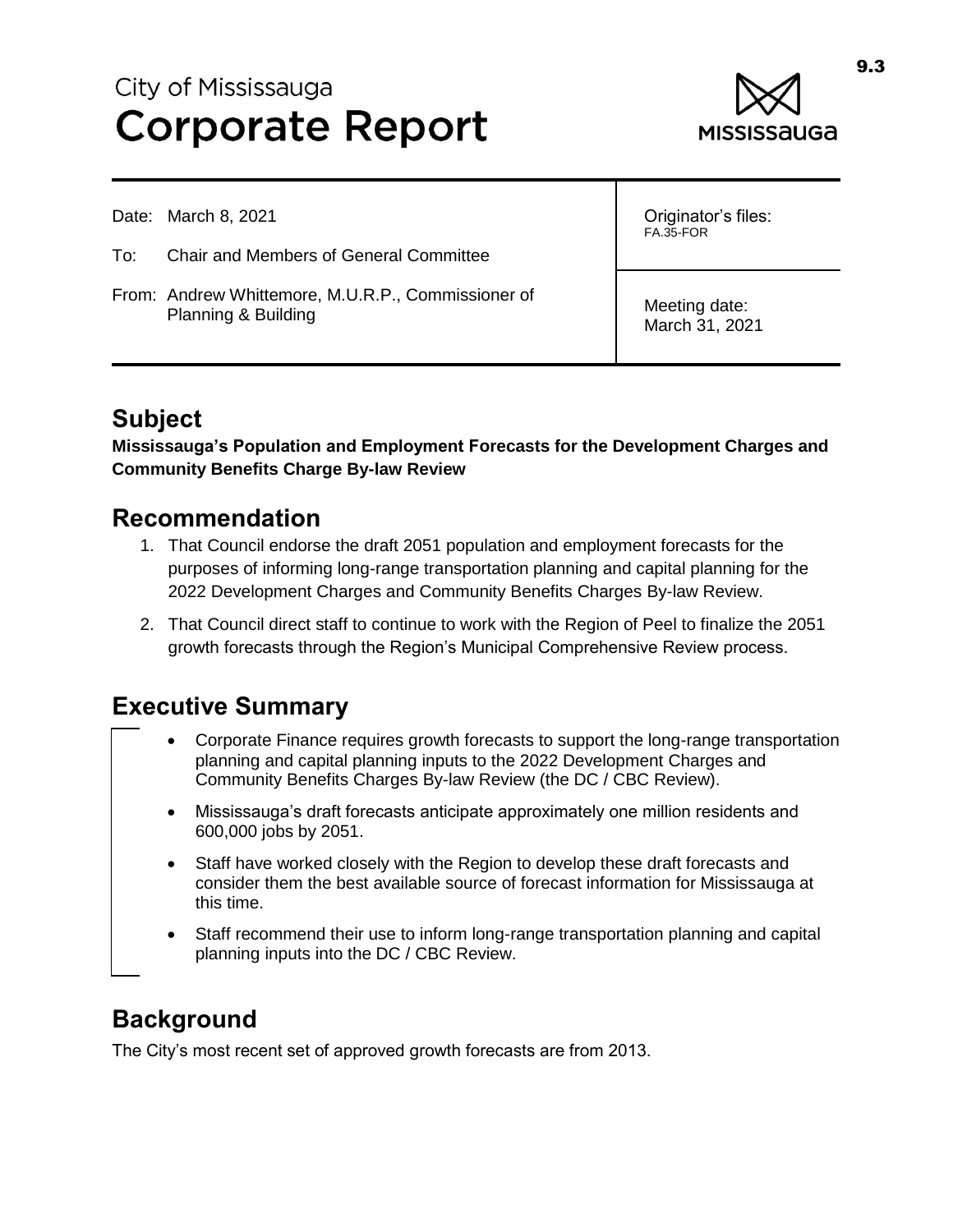City of Mississauga
# Corporate Report

| | |
|---|---|
| Date: March 8, 2021<br><br>To: Chair and Members of General Committee<br><br>From: Andrew Whittemore, M.U.R.P., Commissioner of Planning & Building | Originator's files: FA.35-FOR |
| | Meeting date: March 31, 2021 |

## Subject

**Mississauga's Population and Employment Forecasts for the Development Charges and Community Benefits Charge By-law Review**

## Recommendation

1. That Council endorse the draft 2051 population and employment forecasts for the purposes of informing long-range transportation planning and capital planning for the 2022 Development Charges and Community Benefits Charges By-law Review.
2. That Council direct staff to continue to work with the Region of Peel to finalize the 2051 growth forecasts through the Region's Municipal Comprehensive Review process.

## Executive Summary

- Corporate Finance requires growth forecasts to support the long-range transportation planning and capital planning inputs to the 2022 Development Charges and Community Benefits Charges By-law Review (the DC / CBC Review).
- Mississauga's draft forecasts anticipate approximately one million residents and 600,000 jobs by 2051.
- Staff have worked closely with the Region to develop these draft forecasts and consider them the best available source of forecast information for Mississauga at this time.
- Staff recommend their use to inform long-range transportation planning and capital planning inputs into the DC / CBC Review.

## Background

The City's most recent set of approved growth forecasts are from 2013.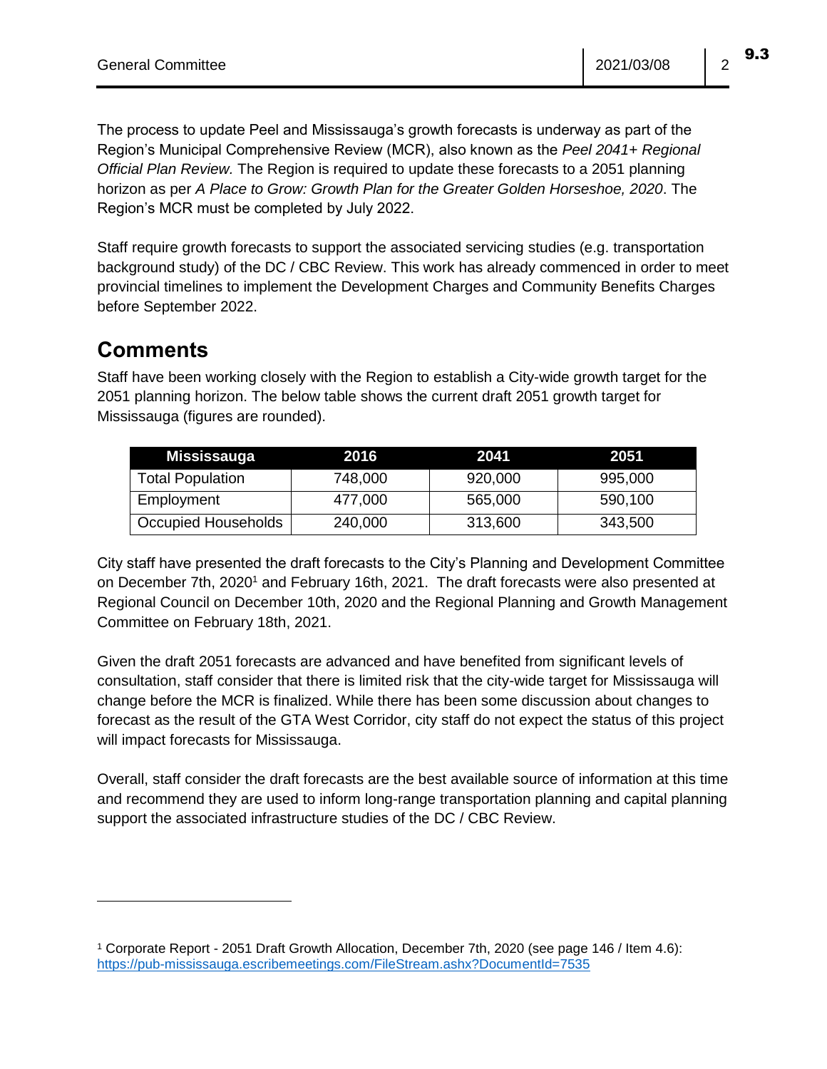The process to update Peel and Mississauga's growth forecasts is underway as part of the Region's Municipal Comprehensive Review (MCR), also known as the *Peel 2041+ Regional Official Plan Review.* The Region is required to update these forecasts to a 2051 planning horizon as per *A Place to Grow: Growth Plan for the Greater Golden Horseshoe, 2020*. The Region's MCR must be completed by July 2022.

Staff require growth forecasts to support the associated servicing studies (e.g. transportation background study) of the DC / CBC Review. This work has already commenced in order to meet provincial timelines to implement the Development Charges and Community Benefits Charges before September 2022.

## Comments

Staff have been working closely with the Region to establish a City-wide growth target for the 2051 planning horizon. The below table shows the current draft 2051 growth target for Mississauga (figures are rounded).

| Mississauga | 2016 | 2041 | 2051 |
|---|---|---|---|
| Total Population | 748,000 | 920,000 | 995,000 |
| Employment | 477,000 | 565,000 | 590,100 |
| Occupied Households | 240,000 | 313,600 | 343,500 |

City staff have presented the draft forecasts to the City's Planning and Development Committee on December 7th, 2020[1] and February 16th, 2021. The draft forecasts were also presented at Regional Council on December 10th, 2020 and the Regional Planning and Growth Management Committee on February 18th, 2021.

Given the draft 2051 forecasts are advanced and have benefited from significant levels of consultation, staff consider that there is limited risk that the city-wide target for Mississauga will change before the MCR is finalized. While there has been some discussion about changes to forecast as the result of the GTA West Corridor, city staff do not expect the status of this project will impact forecasts for Mississauga.

Overall, staff consider the draft forecasts are the best available source of information at this time and recommend they are used to inform long-range transportation planning and capital planning support the associated infrastructure studies of the DC / CBC Review.

---

[1] Corporate Report - 2051 Draft Growth Allocation, December 7th, 2020 (see page 146 / Item 4.6): https://pub-mississauga.escribemeetings.com/FileStream.ashx?DocumentId=7535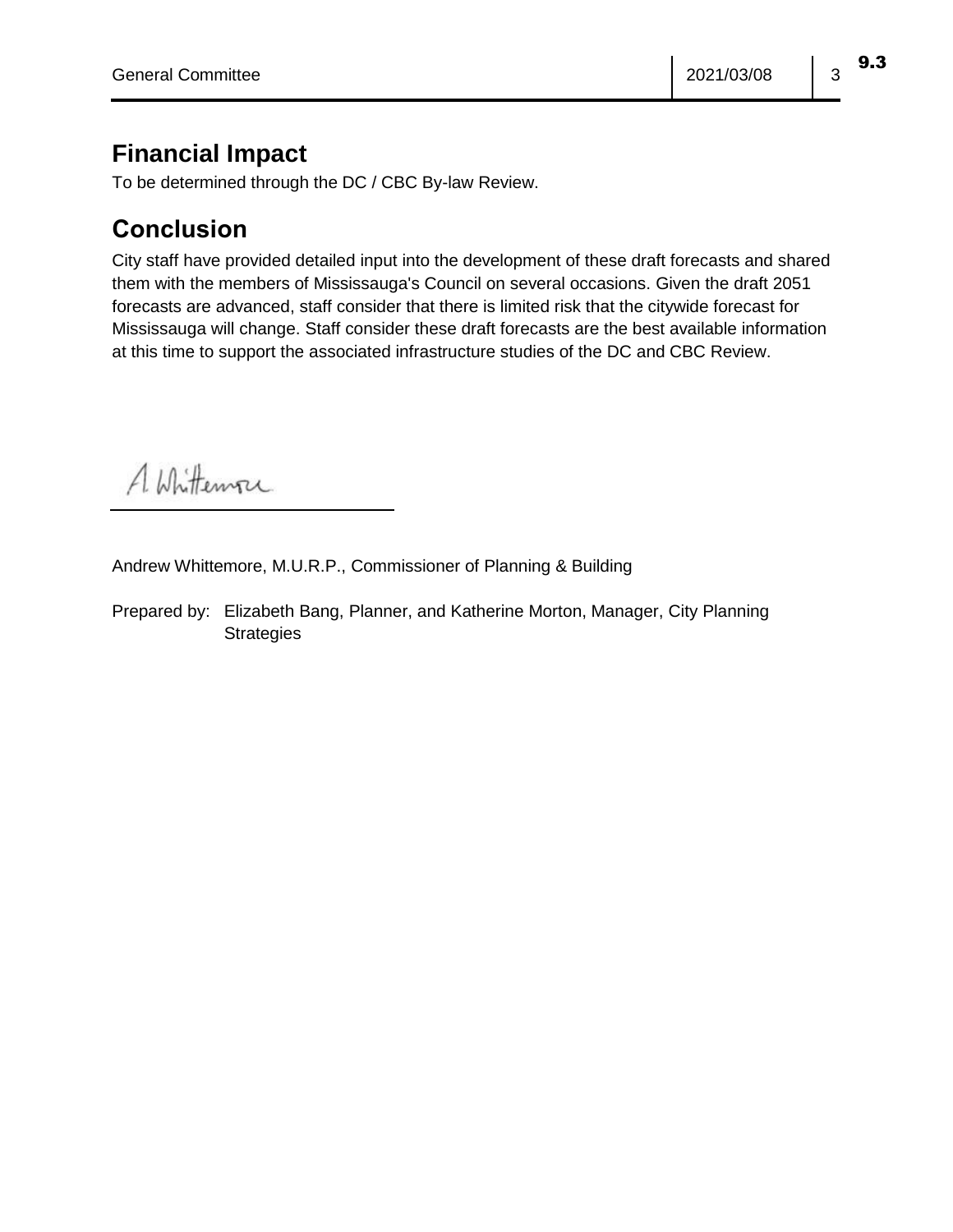## Financial Impact

To be determined through the DC / CBC By-law Review.

## Conclusion

City staff have provided detailed input into the development of these draft forecasts and shared them with the members of Mississauga's Council on several occasions. Given the draft 2051 forecasts are advanced, staff consider that there is limited risk that the citywide forecast for Mississauga will change. Staff consider these draft forecasts are the best available information at this time to support the associated infrastructure studies of the DC and CBC Review.

A. Whittemore

Andrew Whittemore, M.U.R.P., Commissioner of Planning & Building

Prepared by: Elizabeth Bang, Planner, and Katherine Morton, Manager, City Planning Strategies